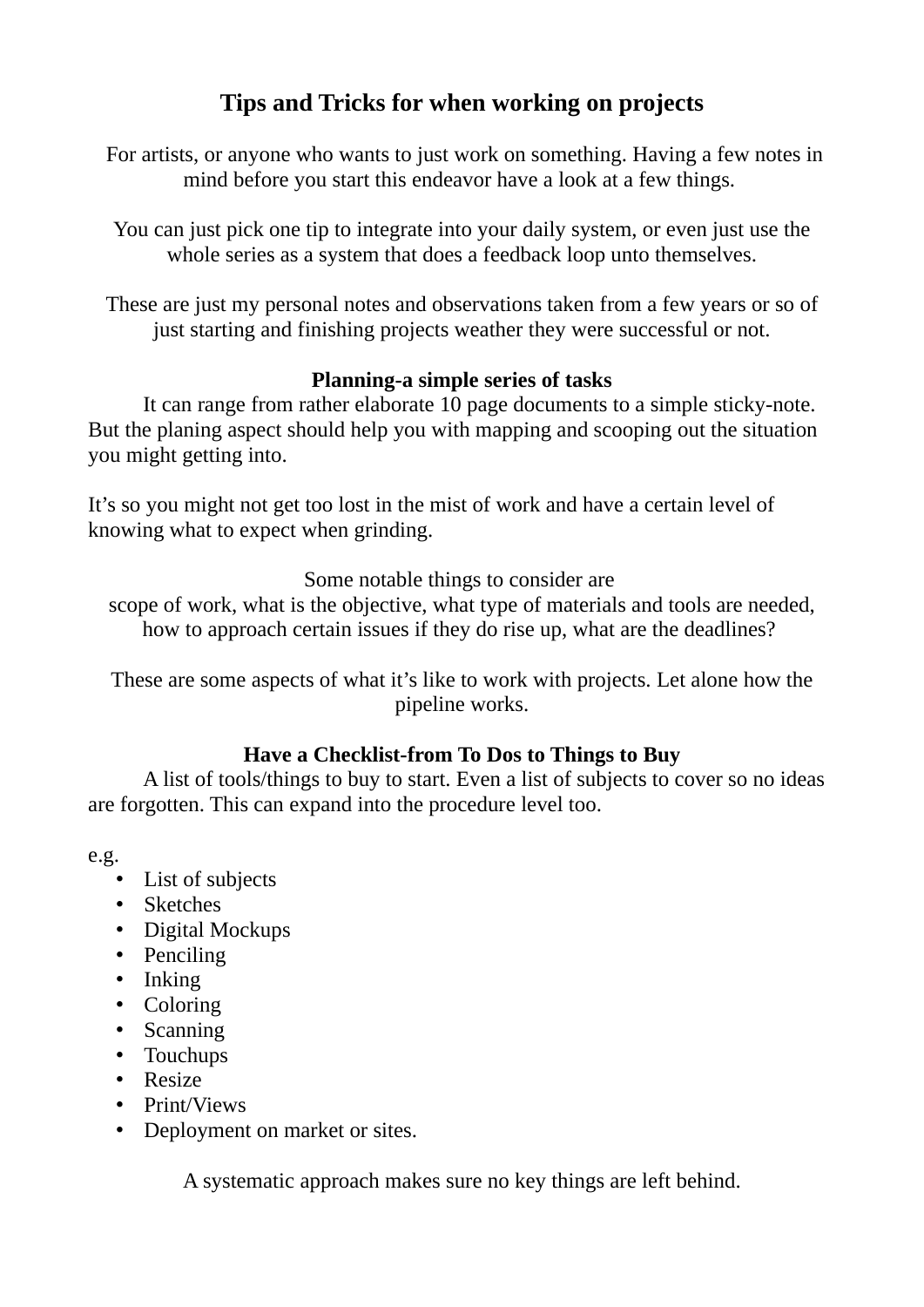# Tips and Tricks for when working on projects

For artists, or anyone who wants to just work on something. Having a few notes in mind before you start this endeavor have a look at a few things.

You can just pick one tip to integrate into your daily system, or even just use the whole series as a system that does a feedback loop unto themselves.

These are just my personal notes and observations taken from a few years or so of just starting and finishing projects weather they were successful or not.

## Planning-a simple series of tasks

It can range from rather elaborate 10 page documents to a simple sticky-note. But the planing aspect should help you with mapping and scooping out the situation you might getting into.

It's so you might not get too lost in the mist of work and have a certain level of knowing what to expect when grinding.

Some notable things to consider are
scope of work, what is the objective, what type of materials and tools are needed, how to approach certain issues if they do rise up, what are the deadlines?

These are some aspects of what it's like to work with projects. Let alone how the pipeline works.

## Have a Checklist-from To Dos to Things to Buy

A list of tools/things to buy to start. Even a list of subjects to cover so no ideas are forgotten. This can expand into the procedure level too.

e.g.

- List of subjects
- Sketches
- Digital Mockups
- Penciling
- Inking
- Coloring
- Scanning
- Touchups
- Resize
- Print/Views
- Deployment on market or sites.

A systematic approach makes sure no key things are left behind.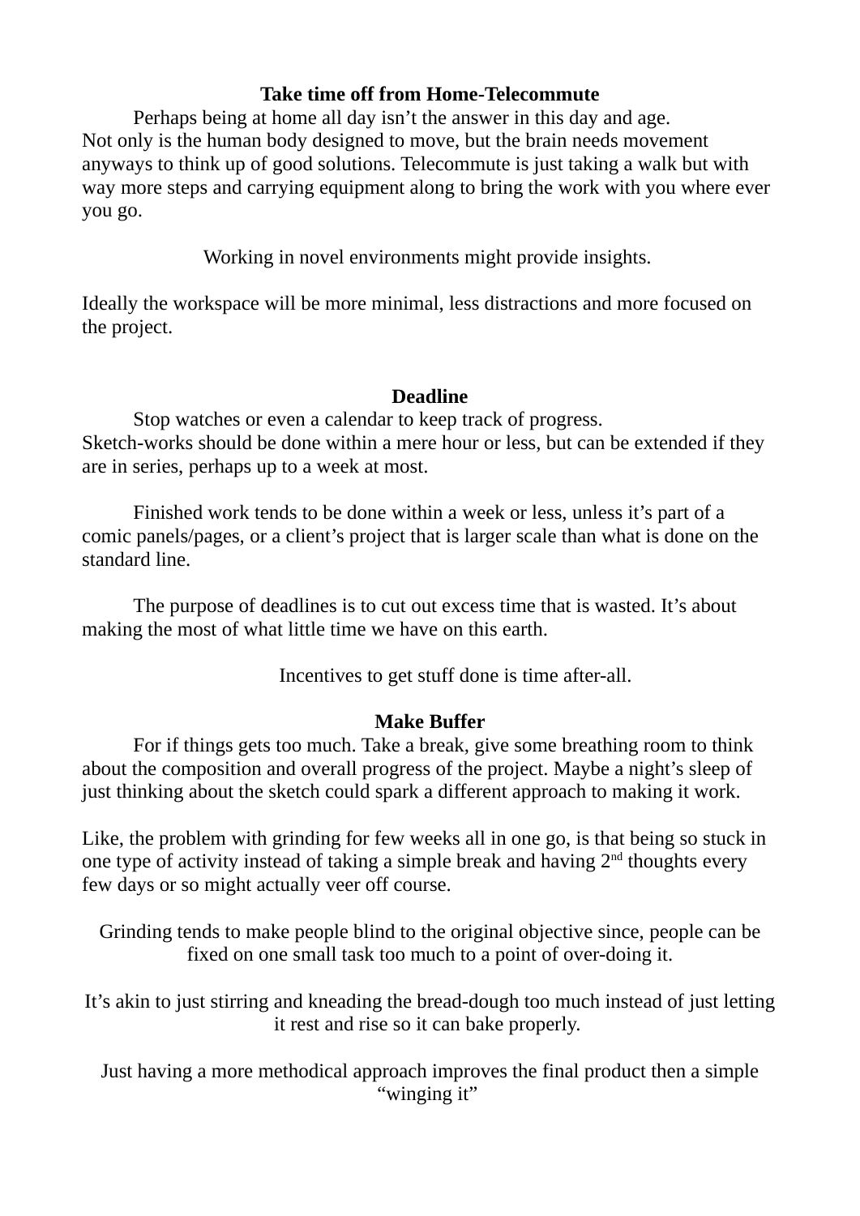## Take time off from Home-Telecommute

Perhaps being at home all day isn't the answer in this day and age.
Not only is the human body designed to move, but the brain needs movement anyways to think up of good solutions. Telecommute is just taking a walk but with way more steps and carrying equipment along to bring the work with you where ever you go.

Working in novel environments might provide insights.

Ideally the workspace will be more minimal, less distractions and more focused on the project.

## Deadline

Stop watches or even a calendar to keep track of progress.
Sketch-works should be done within a mere hour or less, but can be extended if they are in series, perhaps up to a week at most.

Finished work tends to be done within a week or less, unless it's part of a comic panels/pages, or a client's project that is larger scale than what is done on the standard line.

The purpose of deadlines is to cut out excess time that is wasted. It's about making the most of what little time we have on this earth.

Incentives to get stuff done is time after-all.

## Make Buffer

For if things gets too much. Take a break, give some breathing room to think about the composition and overall progress of the project. Maybe a night's sleep of just thinking about the sketch could spark a different approach to making it work.

Like, the problem with grinding for few weeks all in one go, is that being so stuck in one type of activity instead of taking a simple break and having 2nd thoughts every few days or so might actually veer off course.

Grinding tends to make people blind to the original objective since, people can be fixed on one small task too much to a point of over-doing it.

It's akin to just stirring and kneading the bread-dough too much instead of just letting it rest and rise so it can bake properly.

Just having a more methodical approach improves the final product then a simple "winging it"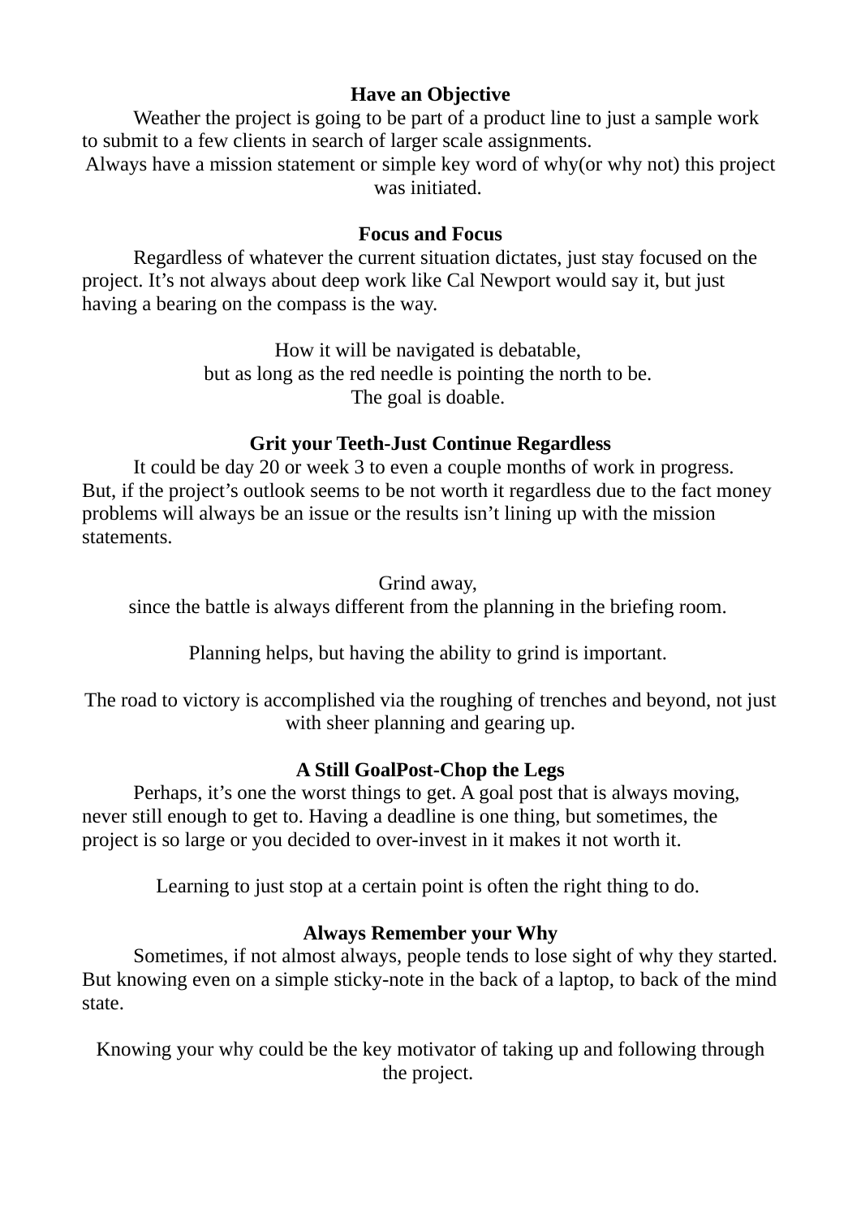**Have an Objective**

Weather the project is going to be part of a product line to just a sample work to submit to a few clients in search of larger scale assignments.

Always have a mission statement or simple key word of why(or why not) this project was initiated.

**Focus and Focus**

Regardless of whatever the current situation dictates, just stay focused on the project. It's not always about deep work like Cal Newport would say it, but just having a bearing on the compass is the way.

How it will be navigated is debatable,
but as long as the red needle is pointing the north to be.
The goal is doable.

**Grit your Teeth-Just Continue Regardless**

It could be day 20 or week 3 to even a couple months of work in progress. But, if the project's outlook seems to be not worth it regardless due to the fact money problems will always be an issue or the results isn't lining up with the mission statements.

Grind away,
since the battle is always different from the planning in the briefing room.

Planning helps, but having the ability to grind is important.

The road to victory is accomplished via the roughing of trenches and beyond, not just with sheer planning and gearing up.

**A Still GoalPost-Chop the Legs**

Perhaps, it's one the worst things to get. A goal post that is always moving, never still enough to get to. Having a deadline is one thing, but sometimes, the project is so large or you decided to over-invest in it makes it not worth it.

Learning to just stop at a certain point is often the right thing to do.

**Always Remember your Why**

Sometimes, if not almost always, people tends to lose sight of why they started. But knowing even on a simple sticky-note in the back of a laptop, to back of the mind state.

Knowing your why could be the key motivator of taking up and following through the project.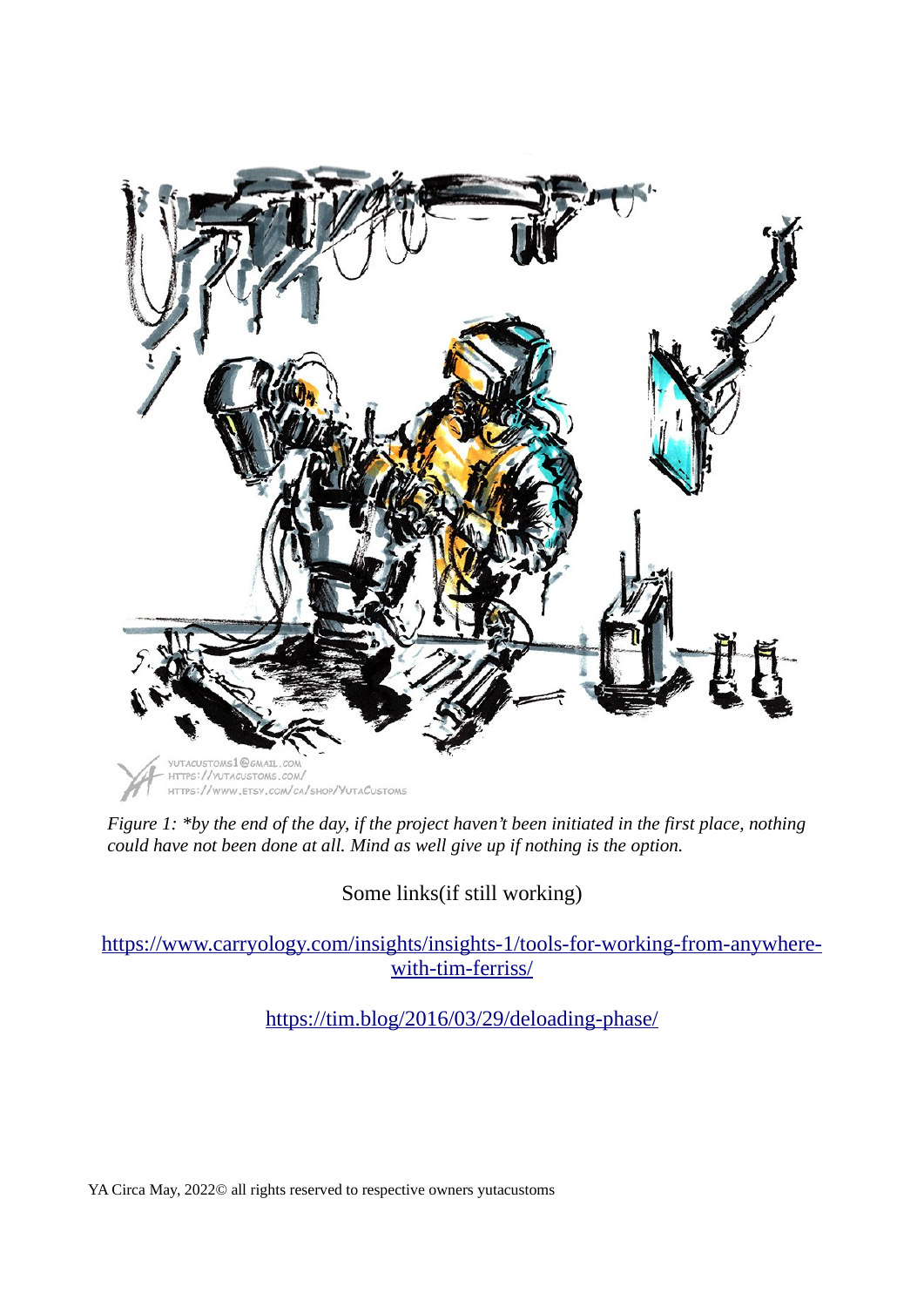*Figure 1: *by the end of the day, if the project haven't been initiated in the first place, nothing could have not been done at all. Mind as well give up if nothing is the option.*

Some links(if still working)

https://www.carryology.com/insights/insights-1/tools-for-working-from-anywhere-with-tim-ferriss/

https://tim.blog/2016/03/29/deloading-phase/

YA Circa May, 2022© all rights reserved to respective owners yutacustoms